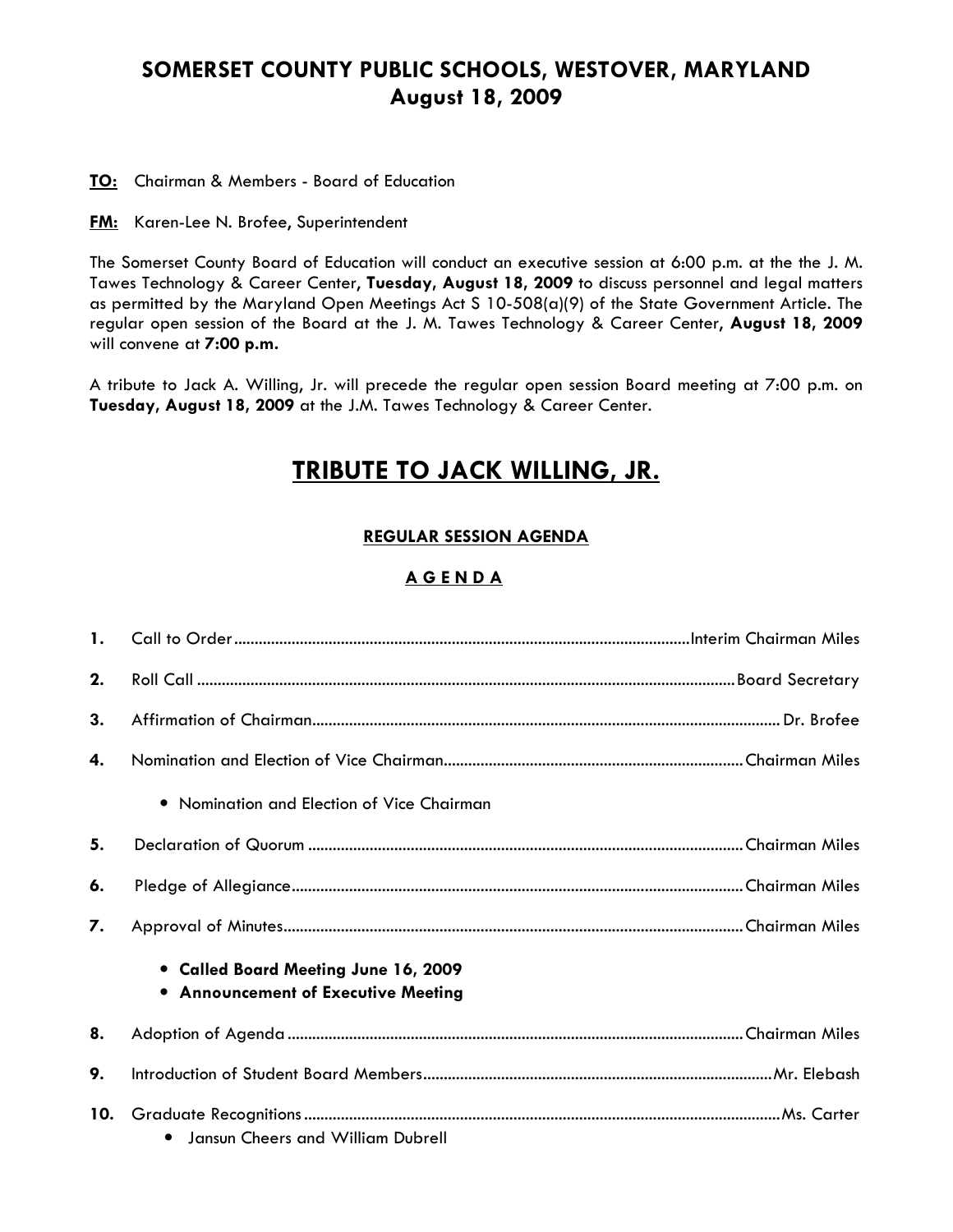# SOMERSET COUNTY PUBLIC SCHOOLS, WESTOVER, MARYLAND
## August 18, 2009

**TO:** Chairman & Members - Board of Education

**FM:** Karen-Lee N. Brofee, Superintendent

The Somerset County Board of Education will conduct an executive session at 6:00 p.m. at the the J. M. Tawes Technology & Career Center, **Tuesday, August 18, 2009** to discuss personnel and legal matters as permitted by the Maryland Open Meetings Act S 10-508(a)(9) of the State Government Article. The regular open session of the Board at the J. M. Tawes Technology & Career Center, **August 18, 2009** will convene at **7:00 p.m.**

A tribute to Jack A. Willing, Jr. will precede the regular open session Board meeting at 7:00 p.m. on **Tuesday, August 18, 2009** at the J.M. Tawes Technology & Career Center.

# TRIBUTE TO JACK WILLING, JR.

### REGULAR SESSION AGENDA

### A G E N D A

1. Call to Order.......................................Interim Chairman Miles
2. Roll Call.......................................Board Secretary
3. Affirmation of Chairman.......................................Dr. Brofee
4. Nomination and Election of Vice Chairman.......................................Chairman Miles
   - Nomination and Election of Vice Chairman
5. Declaration of Quorum.......................................Chairman Miles
6. Pledge of Allegiance.......................................Chairman Miles
7. Approval of Minutes.......................................Chairman Miles
   - **Called Board Meeting June 16, 2009**
   - **Announcement of Executive Meeting**
8. Adoption of Agenda.......................................Chairman Miles
9. Introduction of Student Board Members.......................................Mr. Elebash
10. Graduate Recognitions.......................................Ms. Carter
    - Jansun Cheers and William Dubrell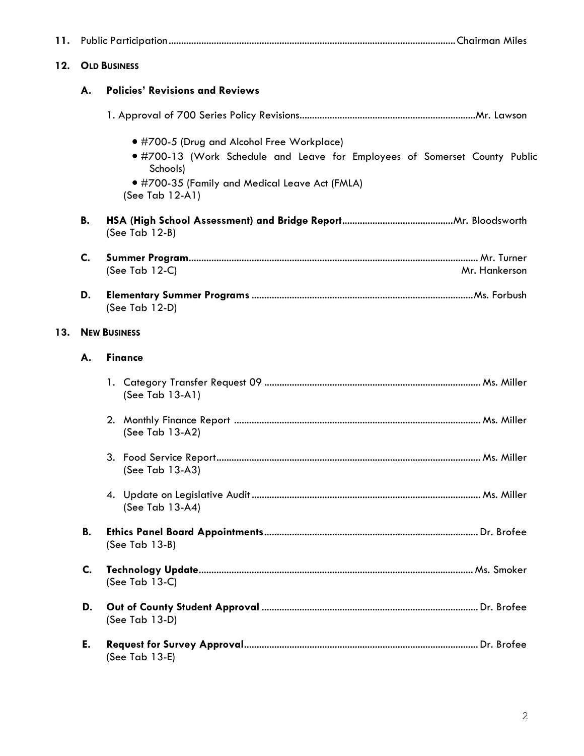**11.** Public Participation................................................................................................................Chairman Miles

**12. OLD BUSINESS**

**A. Policies' Revisions and Reviews**

1. Approval of 700 Series Policy Revisions......................................................................Mr. Lawson

- #700-5 (Drug and Alcohol Free Workplace)
- #700-13 (Work Schedule and Leave for Employees of Somerset County Public Schools)
- #700-35 (Family and Medical Leave Act (FMLA)

(See Tab 12-A1)

**B. HSA (High School Assessment) and Bridge Report**............................................Mr. Bloodsworth
(See Tab 12-B)

**C. Summer Program**.................................................................................................................. Mr. Turner
(See Tab 12-C) Mr. Hankerson

**D. Elementary Summer Programs** .......................................................................................Ms. Forbush
(See Tab 12-D)

**13. NEW BUSINESS**

**A. Finance**

1. Category Transfer Request 09 ..................................................................................... Ms. Miller
   (See Tab 13-A1)

2. Monthly Finance Report ................................................................................................ Ms. Miller
   (See Tab 13-A2)

3. Food Service Report........................................................................................................ Ms. Miller
   (See Tab 13-A3)

4. Update on Legislative Audit ........................................................................................... Ms. Miller
   (See Tab 13-A4)

**B. Ethics Panel Board Appointments**.................................................................................... Dr. Brofee
(See Tab 13-B)

**C. Technology Update**............................................................................................................ Ms. Smoker
(See Tab 13-C)

**D. Out of County Student Approval** ..................................................................................... Dr. Brofee
(See Tab 13-D)

**E. Request for Survey Approval**............................................................................................ Dr. Brofee
(See Tab 13-E)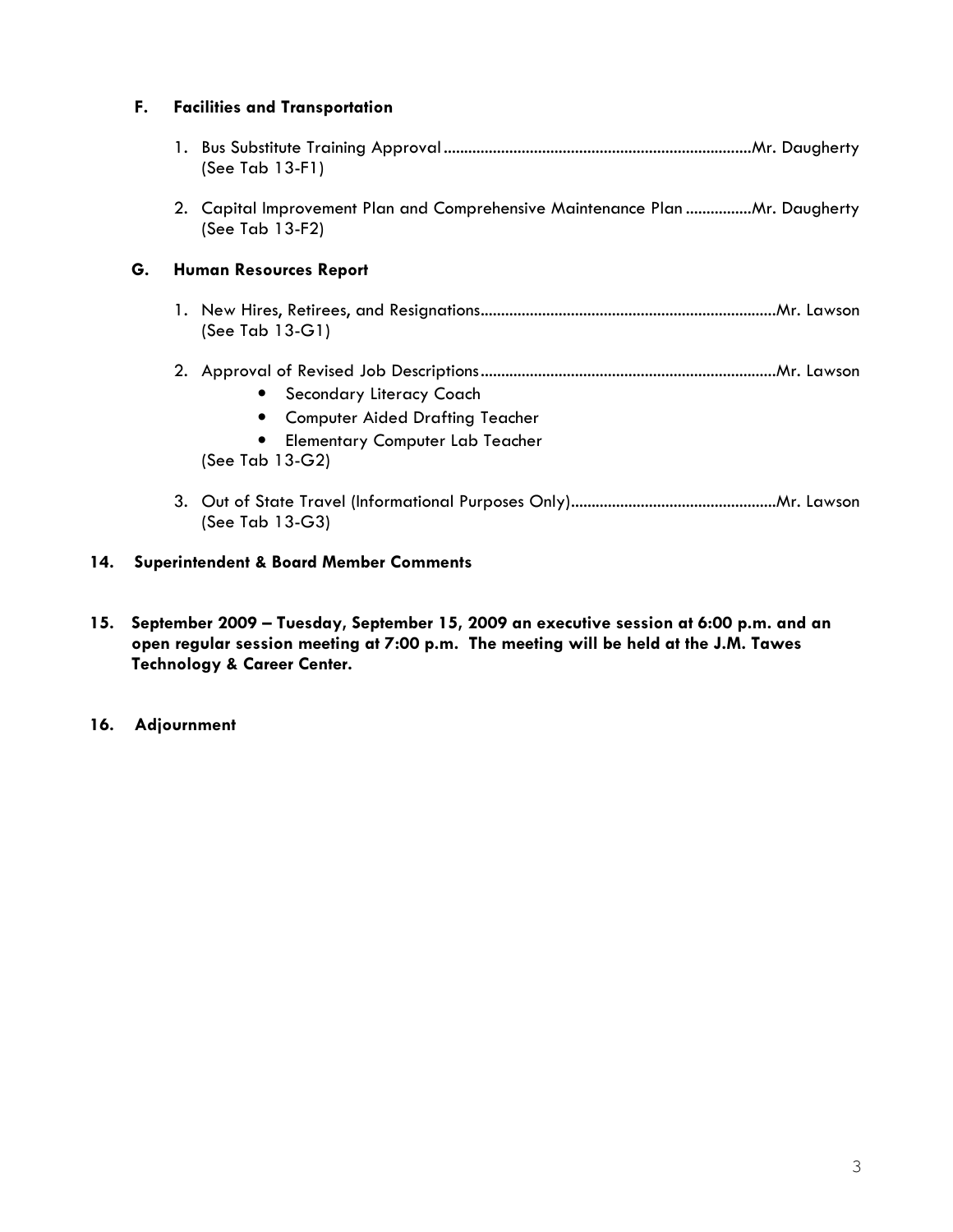**F. Facilities and Transportation**

1. Bus Substitute Training Approval..........................................................................Mr. Daugherty
   (See Tab 13-F1)

2. Capital Improvement Plan and Comprehensive Maintenance Plan ................Mr. Daugherty
   (See Tab 13-F2)

**G. Human Resources Report**

1. New Hires, Retirees, and Resignations.......................................................................Mr. Lawson
   (See Tab 13-G1)

2. Approval of Revised Job Descriptions.......................................................................Mr. Lawson
   - Secondary Literacy Coach
   - Computer Aided Drafting Teacher
   - Elementary Computer Lab Teacher

   (See Tab 13-G2)

3. Out of State Travel (Informational Purposes Only).................................................Mr. Lawson
   (See Tab 13-G3)

**14. Superintendent & Board Member Comments**

**15. September 2009 – Tuesday, September 15, 2009 an executive session at 6:00 p.m. and an open regular session meeting at 7:00 p.m. The meeting will be held at the J.M. Tawes Technology & Career Center.**

**16. Adjournment**